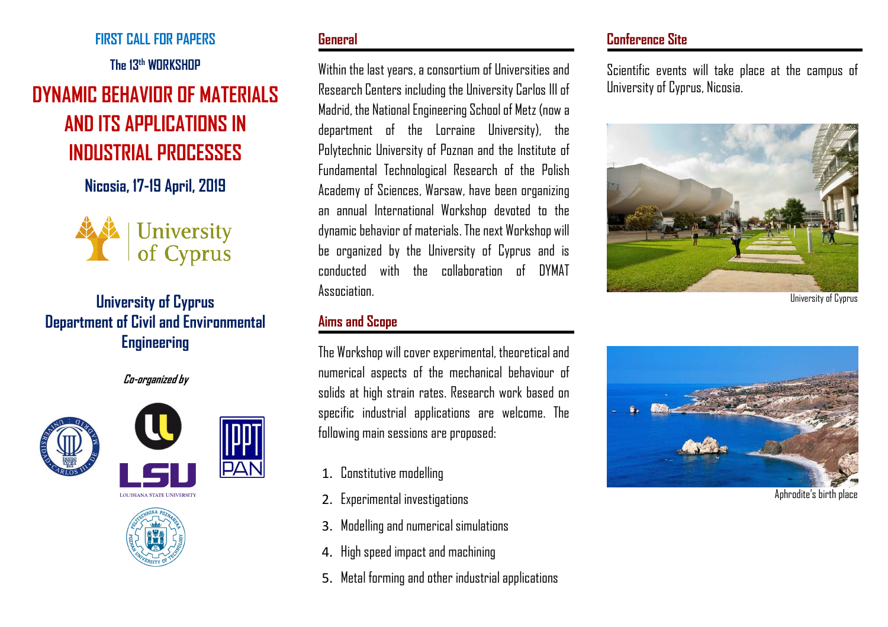**FIRST CALL FOR PAPERS**

**The 13th WORKSHOP**

# DYNAMIC BEHAVIOR OF MATERIALS AND ITS APPLICATIONS IN INDUSTRIAL PROCESSES

**Nicosia, 17-19 April, 2019**

University of Cyprus

**University of Cyprus**
**Department of Civil and Environmental Engineering**

***Co-organized by***

LSU
LOUISIANA STATE UNIVERSITY

IPPT PAN

## General

Within the last years, a consortium of Universities and Research Centers including the University Carlos III of Madrid, the National Engineering School of Metz (now a department of the Lorraine University), the Polytechnic University of Poznan and the Institute of Fundamental Technological Research of the Polish Academy of Sciences, Warsaw, have been organizing an annual International Workshop devoted to the dynamic behavior of materials. The next Workshop will be organized by the University of Cyprus and is conducted with the collaboration of DYMAT Association.

## Aims and Scope

The Workshop will cover experimental, theoretical and numerical aspects of the mechanical behaviour of solids at high strain rates. Research work based on specific industrial applications are welcome. The following main sessions are proposed:

1. Constitutive modelling
2. Experimental investigations
3. Modelling and numerical simulations
4. High speed impact and machining
5. Metal forming and other industrial applications

## Conference Site

Scientific events will take place at the campus of University of Cyprus, Nicosia.

University of Cyprus

Aphrodite's birth place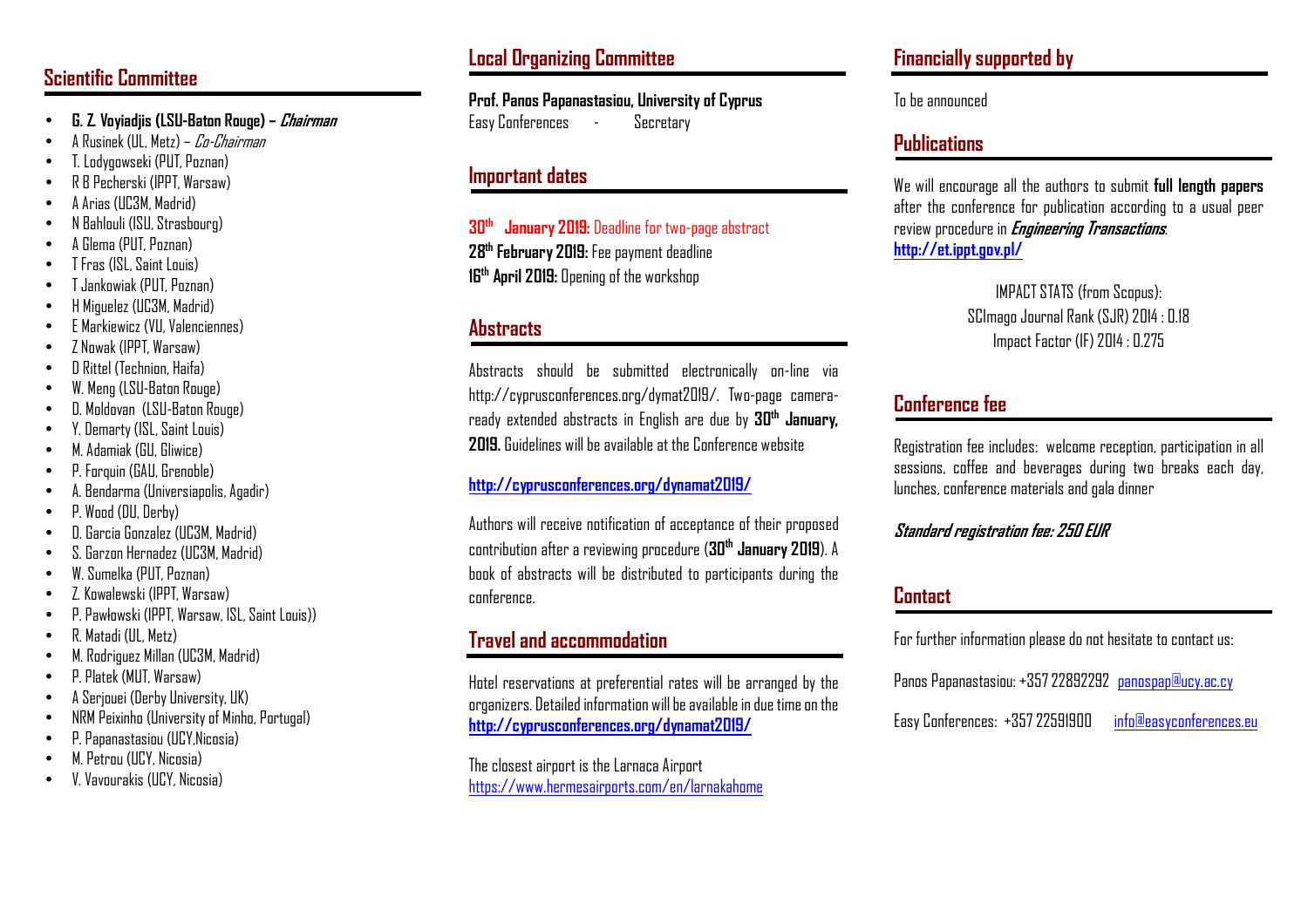## Scientific Committee

- **G. Z. Voyiadjis (LSU-Baton Rouge) – *Chairman***
- A Rusinek (UL, Metz) – *Co-Chairman*
- T. Lodygowseki (PUT, Poznan)
- R B Pecherski (IPPT, Warsaw)
- A Arias (UC3M, Madrid)
- N Bahlouli (ISU, Strasbourg)
- A Glema (PUT, Poznan)
- T Fras (ISL, Saint Louis)
- T Jankowiak (PUT, Poznan)
- H Miguelez (UC3M, Madrid)
- E Markiewicz (VU, Valenciennes)
- Z Nowak (IPPT, Warsaw)
- D Rittel (Technion, Haifa)
- W. Meng (LSU-Baton Rouge)
- D. Moldovan (LSU-Baton Rouge)
- Y. Demarty (ISL, Saint Louis)
- M. Adamiak (GU, Gliwice)
- P. Forquin (GAU, Grenoble)
- A. Bendarma (Universiapolis, Agadir)
- P. Wood (DU, Derby)
- D. Garcia Gonzalez (UC3M, Madrid)
- S. Garzon Hernadez (UC3M, Madrid)
- W. Sumelka (PUT, Poznan)
- Z. Kowalewski (IPPT, Warsaw)
- P. Pawłowski (IPPT, Warsaw, ISL, Saint Louis))
- R. Matadi (UL, Metz)
- M. Rodriguez Millan (UC3M, Madrid)
- P. Platek (MUT, Warsaw)
- A Serjouei (Derby University, UK)
- NRM Peixinho (University of Minho, Portugal)
- P. Papanastasiou (UCY,Nicosia)
- M. Petrou (UCY, Nicosia)
- V. Vavourakis (UCY, Nicosia)

## Local Organizing Committee

**Prof. Panos Papanastasiou, University of Cyprus**
Easy Conferences - Secretary

## Important dates

**30th January 2019:** Deadline for two-page abstract
**28th February 2019:** Fee payment deadline
**16th April 2019:** Opening of the workshop

## Abstracts

Abstracts should be submitted electronically on-line via http://cyprusconferences.org/dymat2019/. Two-page camera-ready extended abstracts in English are due by **30th January, 2019.** Guidelines will be available at the Conference website

**http://cyprusconferences.org/dynamat2019/**

Authors will receive notification of acceptance of their proposed contribution after a reviewing procedure (**30th January 2019**). A book of abstracts will be distributed to participants during the conference.

## Travel and accommodation

Hotel reservations at preferential rates will be arranged by the organizers. Detailed information will be available in due time on the **http://cyprusconferences.org/dynamat2019/**

The closest airport is the Larnaca Airport
https://www.hermesairports.com/en/larnakahome

## Financially supported by

To be announced

## Publications

We will encourage all the authors to submit **full length papers** after the conference for publication according to a usual peer review procedure in ***Engineering Transactions***.
**http://et.ippt.gov.pl/**

IMPACT STATS (from Scopus):
SCImago Journal Rank (SJR) 2014 : 0.18
Impact Factor (IF) 2014 : 0.275

## Conference fee

Registration fee includes: welcome reception, participation in all sessions, coffee and beverages during two breaks each day, lunches, conference materials and gala dinner

***Standard registration fee: 250 EUR***

## Contact

For further information please do not hesitate to contact us:

Panos Papanastasiou: +357 22892292 panospap@ucy.ac.cy

Easy Conferences: +357 22591900 info@easyconferences.eu